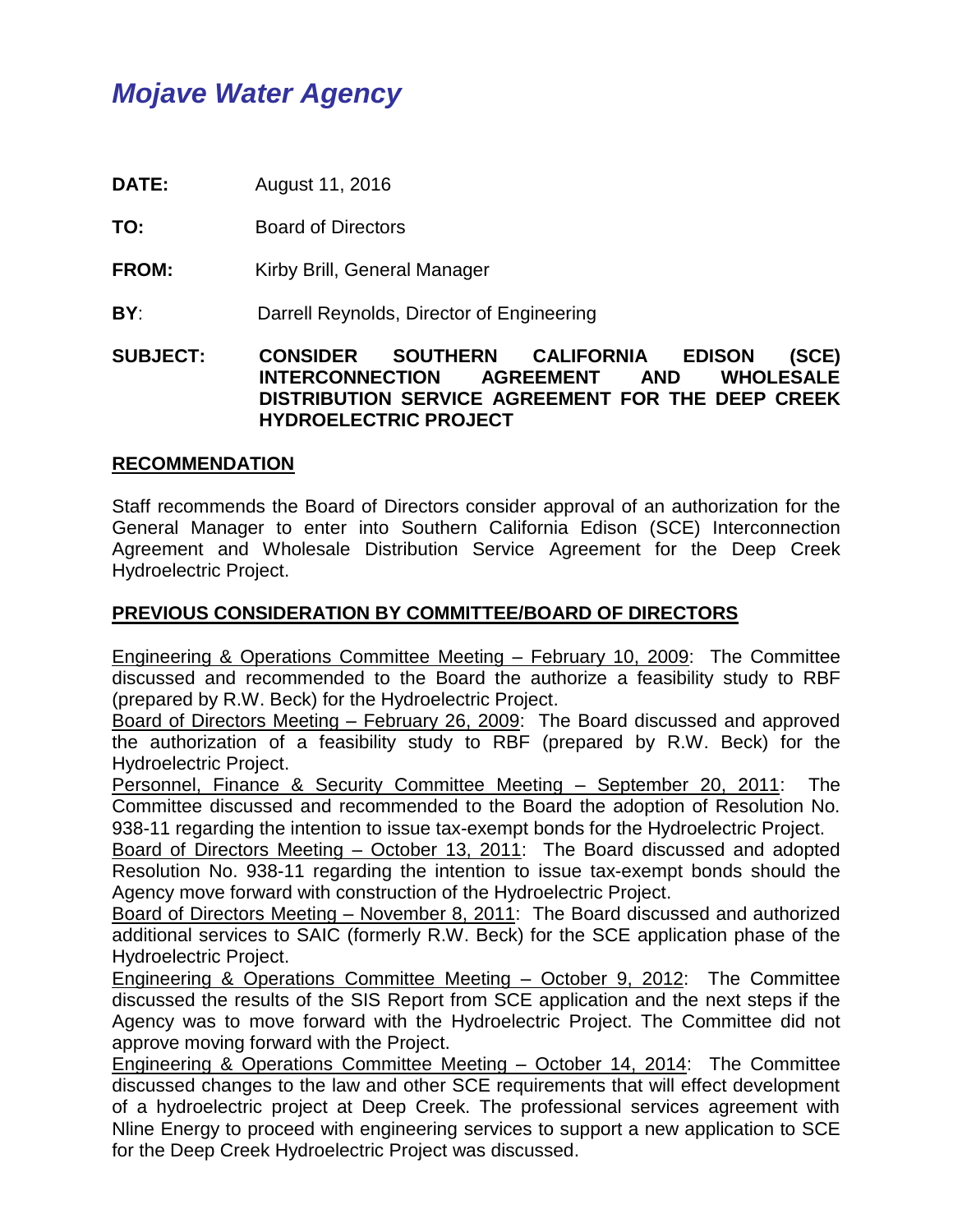# *Mojave Water Agency*

**DATE:** August 11, 2016

**TO:** Board of Directors

**FROM:** Kirby Brill, General Manager

**BY**: Darrell Reynolds, Director of Engineering

**SUBJECT: CONSIDER SOUTHERN CALIFORNIA EDISON (SCE) INTERCONNECTION AGREEMENT AND WHOLESALE DISTRIBUTION SERVICE AGREEMENT FOR THE DEEP CREEK HYDROELECTRIC PROJECT**

## RECOMMENDATION

Staff recommends the Board of Directors consider approval of an authorization for the General Manager to enter into Southern California Edison (SCE) Interconnection Agreement and Wholesale Distribution Service Agreement for the Deep Creek Hydroelectric Project.

## PREVIOUS CONSIDERATION BY COMMITTEE/BOARD OF DIRECTORS

Engineering & Operations Committee Meeting – February 10, 2009: The Committee discussed and recommended to the Board the authorize a feasibility study to RBF (prepared by R.W. Beck) for the Hydroelectric Project.

Board of Directors Meeting – February 26, 2009: The Board discussed and approved the authorization of a feasibility study to RBF (prepared by R.W. Beck) for the Hydroelectric Project.

Personnel, Finance & Security Committee Meeting – September 20, 2011: The Committee discussed and recommended to the Board the adoption of Resolution No. 938-11 regarding the intention to issue tax-exempt bonds for the Hydroelectric Project.

Board of Directors Meeting – October 13, 2011: The Board discussed and adopted Resolution No. 938-11 regarding the intention to issue tax-exempt bonds should the Agency move forward with construction of the Hydroelectric Project.

Board of Directors Meeting – November 8, 2011: The Board discussed and authorized additional services to SAIC (formerly R.W. Beck) for the SCE application phase of the Hydroelectric Project.

Engineering & Operations Committee Meeting – October 9, 2012: The Committee discussed the results of the SIS Report from SCE application and the next steps if the Agency was to move forward with the Hydroelectric Project. The Committee did not approve moving forward with the Project.

Engineering & Operations Committee Meeting – October 14, 2014: The Committee discussed changes to the law and other SCE requirements that will effect development of a hydroelectric project at Deep Creek. The professional services agreement with Nline Energy to proceed with engineering services to support a new application to SCE for the Deep Creek Hydroelectric Project was discussed.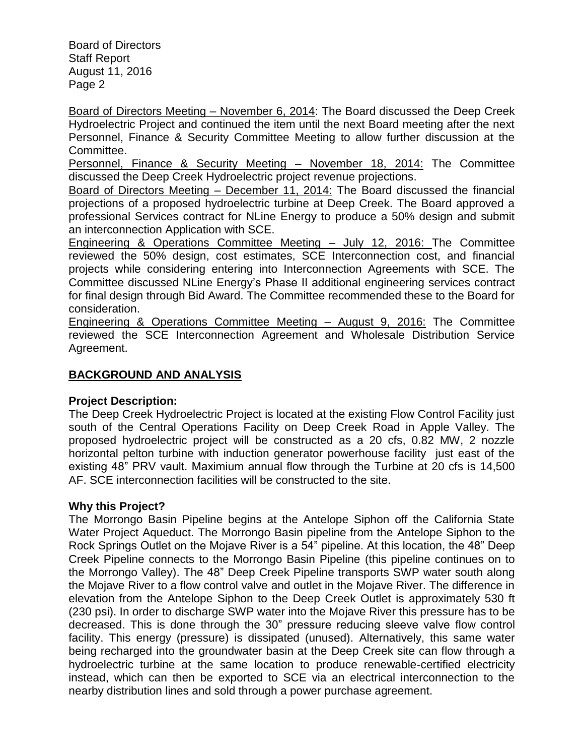Board of Directors Meeting – November 6, 2014: The Board discussed the Deep Creek Hydroelectric Project and continued the item until the next Board meeting after the next Personnel, Finance & Security Committee Meeting to allow further discussion at the Committee.

Personnel, Finance & Security Meeting – November 18, 2014: The Committee discussed the Deep Creek Hydroelectric project revenue projections.

Board of Directors Meeting – December 11, 2014: The Board discussed the financial projections of a proposed hydroelectric turbine at Deep Creek. The Board approved a professional Services contract for NLine Energy to produce a 50% design and submit an interconnection Application with SCE.

Engineering & Operations Committee Meeting – July 12, 2016: The Committee reviewed the 50% design, cost estimates, SCE Interconnection cost, and financial projects while considering entering into Interconnection Agreements with SCE. The Committee discussed NLine Energy's Phase II additional engineering services contract for final design through Bid Award. The Committee recommended these to the Board for consideration.

Engineering & Operations Committee Meeting – August 9, 2016: The Committee reviewed the SCE Interconnection Agreement and Wholesale Distribution Service Agreement.

## BACKGROUND AND ANALYSIS

### Project Description:

The Deep Creek Hydroelectric Project is located at the existing Flow Control Facility just south of the Central Operations Facility on Deep Creek Road in Apple Valley. The proposed hydroelectric project will be constructed as a 20 cfs, 0.82 MW, 2 nozzle horizontal pelton turbine with induction generator powerhouse facility just east of the existing 48" PRV vault. Maximium annual flow through the Turbine at 20 cfs is 14,500 AF. SCE interconnection facilities will be constructed to the site.

### Why this Project?

The Morrongo Basin Pipeline begins at the Antelope Siphon off the California State Water Project Aqueduct. The Morrongo Basin pipeline from the Antelope Siphon to the Rock Springs Outlet on the Mojave River is a 54" pipeline. At this location, the 48" Deep Creek Pipeline connects to the Morrongo Basin Pipeline (this pipeline continues on to the Morrongo Valley). The 48" Deep Creek Pipeline transports SWP water south along the Mojave River to a flow control valve and outlet in the Mojave River. The difference in elevation from the Antelope Siphon to the Deep Creek Outlet is approximately 530 ft (230 psi). In order to discharge SWP water into the Mojave River this pressure has to be decreased. This is done through the 30" pressure reducing sleeve valve flow control facility. This energy (pressure) is dissipated (unused). Alternatively, this same water being recharged into the groundwater basin at the Deep Creek site can flow through a hydroelectric turbine at the same location to produce renewable-certified electricity instead, which can then be exported to SCE via an electrical interconnection to the nearby distribution lines and sold through a power purchase agreement.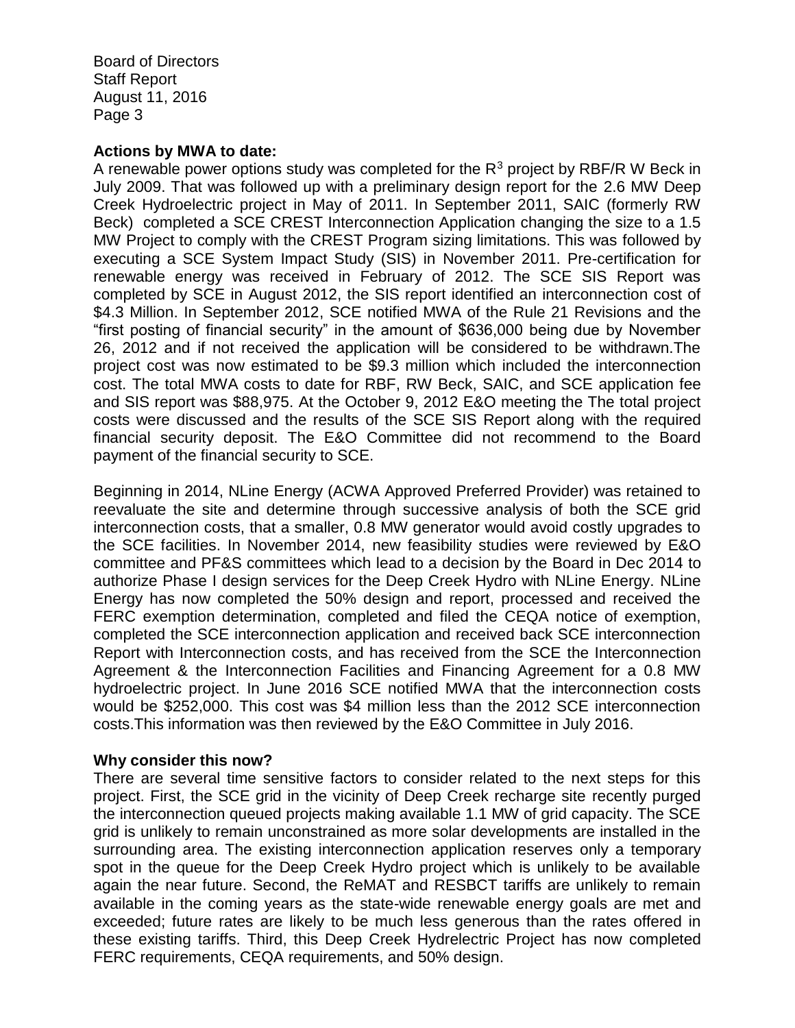**Actions by MWA to date:**

A renewable power options study was completed for the $R^3$ project by RBF/R W Beck in July 2009. That was followed up with a preliminary design report for the 2.6 MW Deep Creek Hydroelectric project in May of 2011. In September 2011, SAIC (formerly RW Beck) completed a SCE CREST Interconnection Application changing the size to a 1.5 MW Project to comply with the CREST Program sizing limitations. This was followed by executing a SCE System Impact Study (SIS) in November 2011. Pre-certification for renewable energy was received in February of 2012. The SCE SIS Report was completed by SCE in August 2012, the SIS report identified an interconnection cost of $4.3 Million. In September 2012, SCE notified MWA of the Rule 21 Revisions and the "first posting of financial security" in the amount of $636,000 being due by November 26, 2012 and if not received the application will be considered to be withdrawn.The project cost was now estimated to be $9.3 million which included the interconnection cost. The total MWA costs to date for RBF, RW Beck, SAIC, and SCE application fee and SIS report was $88,975. At the October 9, 2012 E&O meeting the The total project costs were discussed and the results of the SCE SIS Report along with the required financial security deposit. The E&O Committee did not recommend to the Board payment of the financial security to SCE.

Beginning in 2014, NLine Energy (ACWA Approved Preferred Provider) was retained to reevaluate the site and determine through successive analysis of both the SCE grid interconnection costs, that a smaller, 0.8 MW generator would avoid costly upgrades to the SCE facilities. In November 2014, new feasibility studies were reviewed by E&O committee and PF&S committees which lead to a decision by the Board in Dec 2014 to authorize Phase I design services for the Deep Creek Hydro with NLine Energy. NLine Energy has now completed the 50% design and report, processed and received the FERC exemption determination, completed and filed the CEQA notice of exemption, completed the SCE interconnection application and received back SCE interconnection Report with Interconnection costs, and has received from the SCE the Interconnection Agreement & the Interconnection Facilities and Financing Agreement for a 0.8 MW hydroelectric project. In June 2016 SCE notified MWA that the interconnection costs would be $252,000. This cost was $4 million less than the 2012 SCE interconnection costs.This information was then reviewed by the E&O Committee in July 2016.

**Why consider this now?**

There are several time sensitive factors to consider related to the next steps for this project. First, the SCE grid in the vicinity of Deep Creek recharge site recently purged the interconnection queued projects making available 1.1 MW of grid capacity. The SCE grid is unlikely to remain unconstrained as more solar developments are installed in the surrounding area. The existing interconnection application reserves only a temporary spot in the queue for the Deep Creek Hydro project which is unlikely to be available again the near future. Second, the ReMAT and RESBCT tariffs are unlikely to remain available in the coming years as the state-wide renewable energy goals are met and exceeded; future rates are likely to be much less generous than the rates offered in these existing tariffs. Third, this Deep Creek Hydrelectric Project has now completed FERC requirements, CEQA requirements, and 50% design.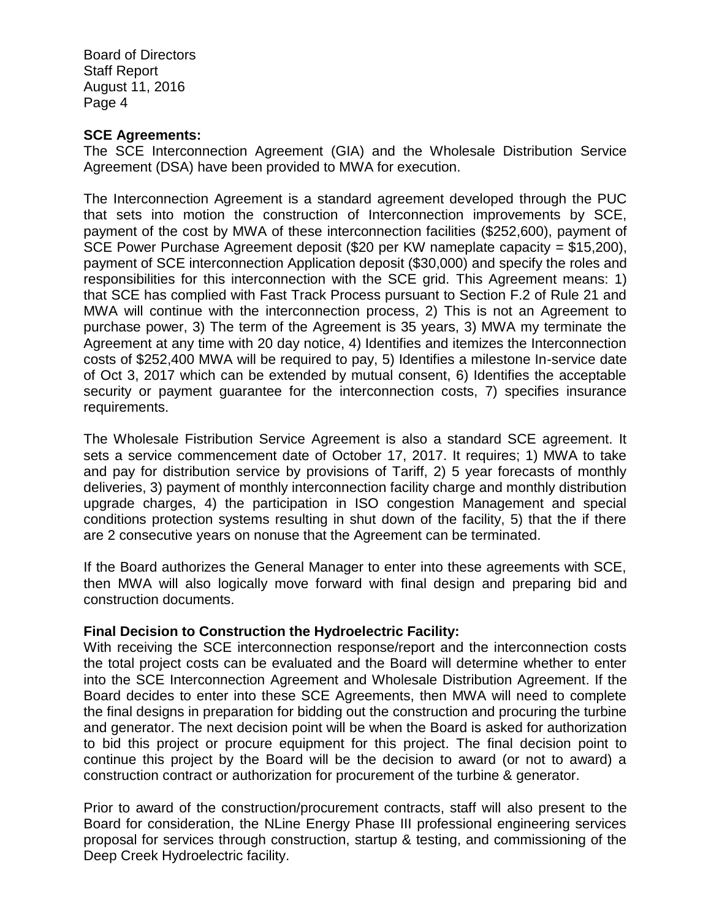**SCE Agreements:**
The SCE Interconnection Agreement (GIA) and the Wholesale Distribution Service Agreement (DSA) have been provided to MWA for execution.

The Interconnection Agreement is a standard agreement developed through the PUC that sets into motion the construction of Interconnection improvements by SCE, payment of the cost by MWA of these interconnection facilities ($252,600), payment of SCE Power Purchase Agreement deposit ($20 per KW nameplate capacity = $15,200), payment of SCE interconnection Application deposit ($30,000) and specify the roles and responsibilities for this interconnection with the SCE grid. This Agreement means: 1) that SCE has complied with Fast Track Process pursuant to Section F.2 of Rule 21 and MWA will continue with the interconnection process, 2) This is not an Agreement to purchase power, 3) The term of the Agreement is 35 years, 3) MWA my terminate the Agreement at any time with 20 day notice, 4) Identifies and itemizes the Interconnection costs of $252,400 MWA will be required to pay, 5) Identifies a milestone In-service date of Oct 3, 2017 which can be extended by mutual consent, 6) Identifies the acceptable security or payment guarantee for the interconnection costs, 7) specifies insurance requirements.

The Wholesale Fistribution Service Agreement is also a standard SCE agreement. It sets a service commencement date of October 17, 2017. It requires; 1) MWA to take and pay for distribution service by provisions of Tariff, 2) 5 year forecasts of monthly deliveries, 3) payment of monthly interconnection facility charge and monthly distribution upgrade charges, 4) the participation in ISO congestion Management and special conditions protection systems resulting in shut down of the facility, 5) that the if there are 2 consecutive years on nonuse that the Agreement can be terminated.

If the Board authorizes the General Manager to enter into these agreements with SCE, then MWA will also logically move forward with final design and preparing bid and construction documents.

**Final Decision to Construction the Hydroelectric Facility:**
With receiving the SCE interconnection response/report and the interconnection costs the total project costs can be evaluated and the Board will determine whether to enter into the SCE Interconnection Agreement and Wholesale Distribution Agreement. If the Board decides to enter into these SCE Agreements, then MWA will need to complete the final designs in preparation for bidding out the construction and procuring the turbine and generator. The next decision point will be when the Board is asked for authorization to bid this project or procure equipment for this project. The final decision point to continue this project by the Board will be the decision to award (or not to award) a construction contract or authorization for procurement of the turbine & generator.

Prior to award of the construction/procurement contracts, staff will also present to the Board for consideration, the NLine Energy Phase III professional engineering services proposal for services through construction, startup & testing, and commissioning of the Deep Creek Hydroelectric facility.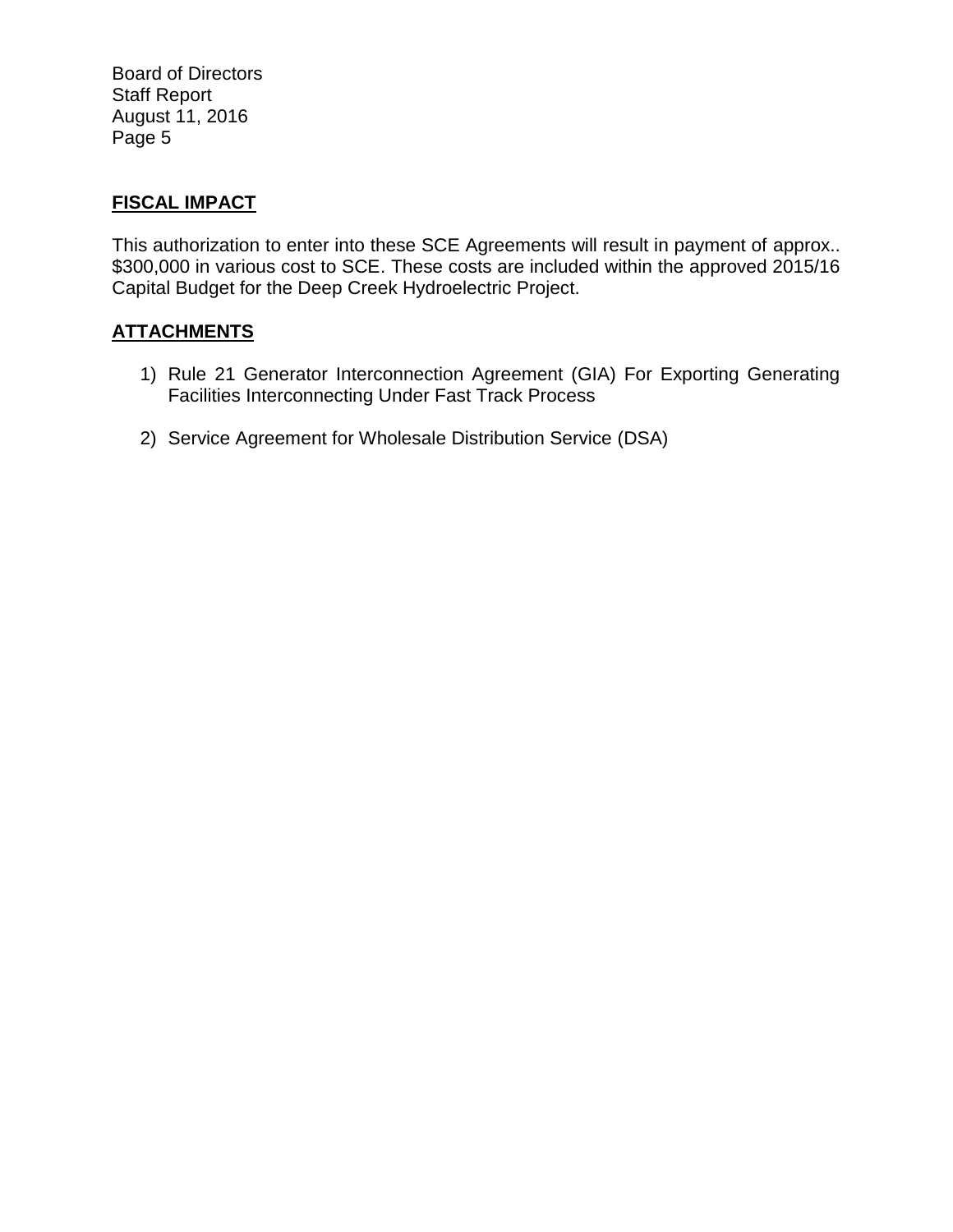## FISCAL IMPACT

This authorization to enter into these SCE Agreements will result in payment of approx.. $300,000 in various cost to SCE. These costs are included within the approved 2015/16 Capital Budget for the Deep Creek Hydroelectric Project.

## ATTACHMENTS

1) Rule 21 Generator Interconnection Agreement (GIA) For Exporting Generating Facilities Interconnecting Under Fast Track Process

2) Service Agreement for Wholesale Distribution Service (DSA)